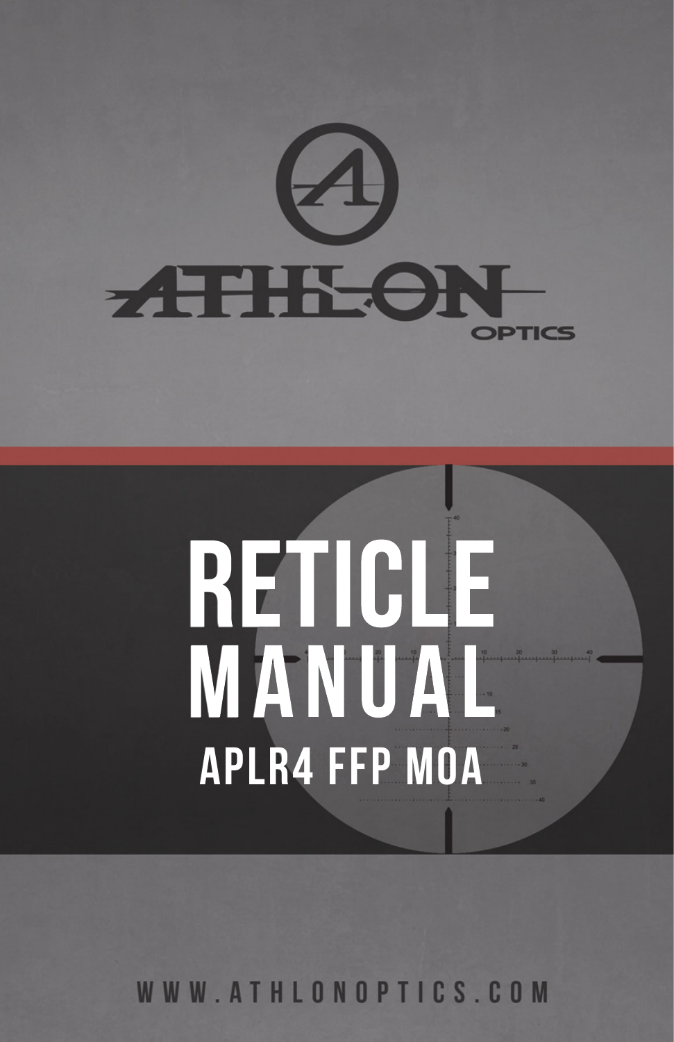ATHLON OPTICS

# RETICLE MANUAL

## APLR4 FFP MOA

WWW.ATHLONOPTICS.COM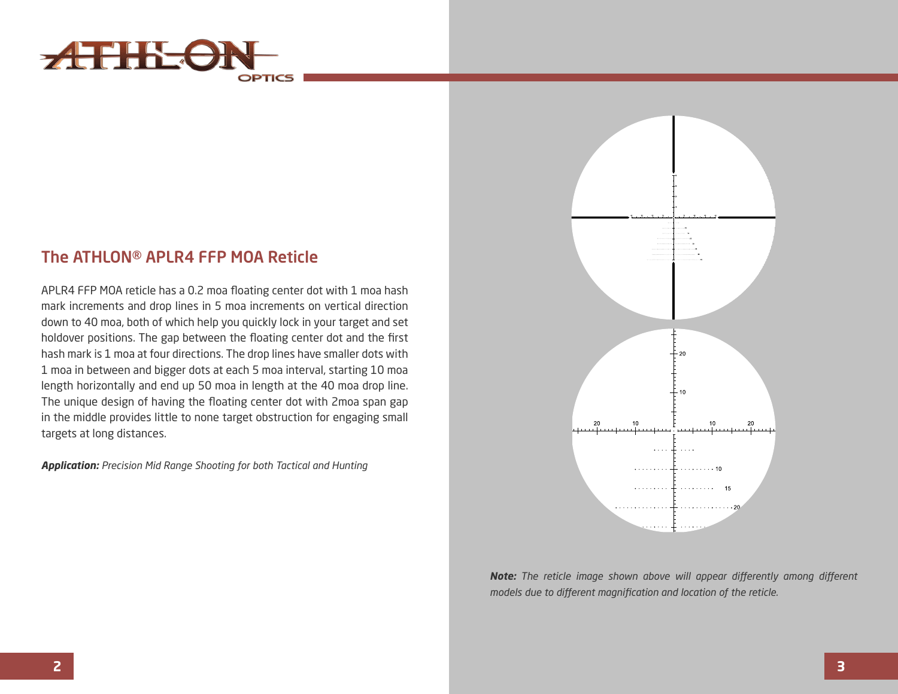## The ATHLON® APLR4 FFP MOA Reticle

APLR4 FFP MOA reticle has a 0.2 moa floating center dot with 1 moa hash mark increments and drop lines in 5 moa increments on vertical direction down to 40 moa, both of which help you quickly lock in your target and set holdover positions. The gap between the floating center dot and the first hash mark is 1 moa at four directions. The drop lines have smaller dots with 1 moa in between and bigger dots at each 5 moa interval, starting 10 moa length horizontally and end up 50 moa in length at the 40 moa drop line. The unique design of having the floating center dot with 2moa span gap in the middle provides little to none target obstruction for engaging small targets at long distances.

***Application:*** *Precision Mid Range Shooting for both Tactical and Hunting*

***Note:*** *The reticle image shown above will appear differently among different models due to different magnification and location of the reticle.*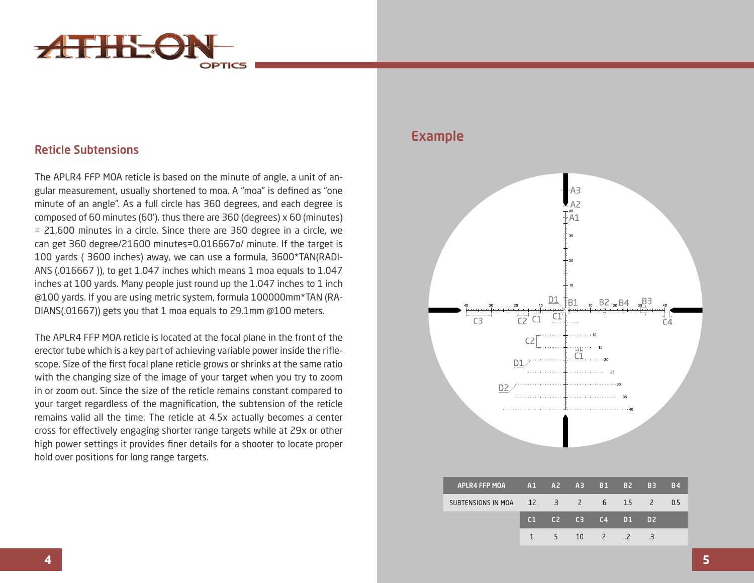## Reticle Subtensions

The APLR4 FFP MOA reticle is based on the minute of angle, a unit of angular measurement, usually shortened to moa. A "moa" is defined as "one minute of an angle". As a full circle has 360 degrees, and each degree is composed of 60 minutes (60'). thus there are 360 (degrees) x 60 (minutes) = 21,600 minutes in a circle. Since there are 360 degree in a circle, we can get 360 degree/21600 minutes=0.016667o/ minute. If the target is 100 yards ( 3600 inches) away, we can use a formula, 3600*TAN(RADIANS (.016667 )), to get 1.047 inches which means 1 moa equals to 1.047 inches at 100 yards. Many people just round up the 1.047 inches to 1 inch @100 yards. If you are using metric system, formula 100000mm*TAN (RADIANS(.01667)) gets you that 1 moa equals to 29.1mm @100 meters.

The APLR4 FFP MOA reticle is located at the focal plane in the front of the erector tube which is a key part of achieving variable power inside the riflescope. Size of the first focal plane reticle grows or shrinks at the same ratio with the changing size of the image of your target when you try to zoom in or zoom out. Since the size of the reticle remains constant compared to your target regardless of the magnification, the subtension of the reticle remains valid all the time. The reticle at 4.5x actually becomes a center cross for effectively engaging shorter range targets while at 29x or other high power settings it provides finer details for a shooter to locate proper hold over positions for long range targets.

## Example

| APLR4 FFP MOA | A1 | A2 | A3 | B1 | B2 | B3 | B4 |
|---|---|---|---|---|---|---|---|
| SUBTENSIONS IN MOA | .12 | .3 | 2 | .6 | 1.5 | 2 | 0.5 |
| | C1 | C2 | C3 | C4 | D1 | D2 | |
| | 1 | 5 | 10 | 2 | .2 | .3 | |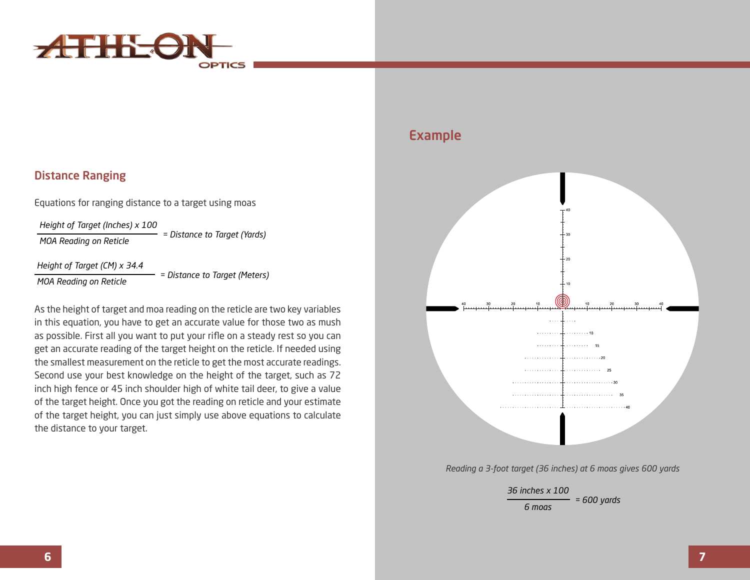## Distance Ranging

Equations for ranging distance to a target using moas

$$\frac{\text{Height of Target (Inches)} \times 100}{\text{MOA Reading on Reticle}} = \text{Distance to Target (Yards)}$$

$$\frac{\text{Height of Target (CM)} \times 34.4}{\text{MOA Reading on Reticle}} = \text{Distance to Target (Meters)}$$

As the height of target and moa reading on the reticle are two key variables in this equation, you have to get an accurate value for those two as mush as possible. First all you want to put your rifle on a steady rest so you can get an accurate reading of the target height on the reticle. If needed using the smallest measurement on the reticle to get the most accurate readings. Second use your best knowledge on the height of the target, such as 72 inch high fence or 45 inch shoulder high of white tail deer, to give a value of the target height. Once you got the reading on reticle and your estimate of the target height, you can just simply use above equations to calculate the distance to your target.

## Example

*Reading a 3-foot target (36 inches) at 6 moas gives 600 yards*

$$\frac{36 \text{ inches} \times 100}{6 \text{ moas}} = 600 \text{ yards}$$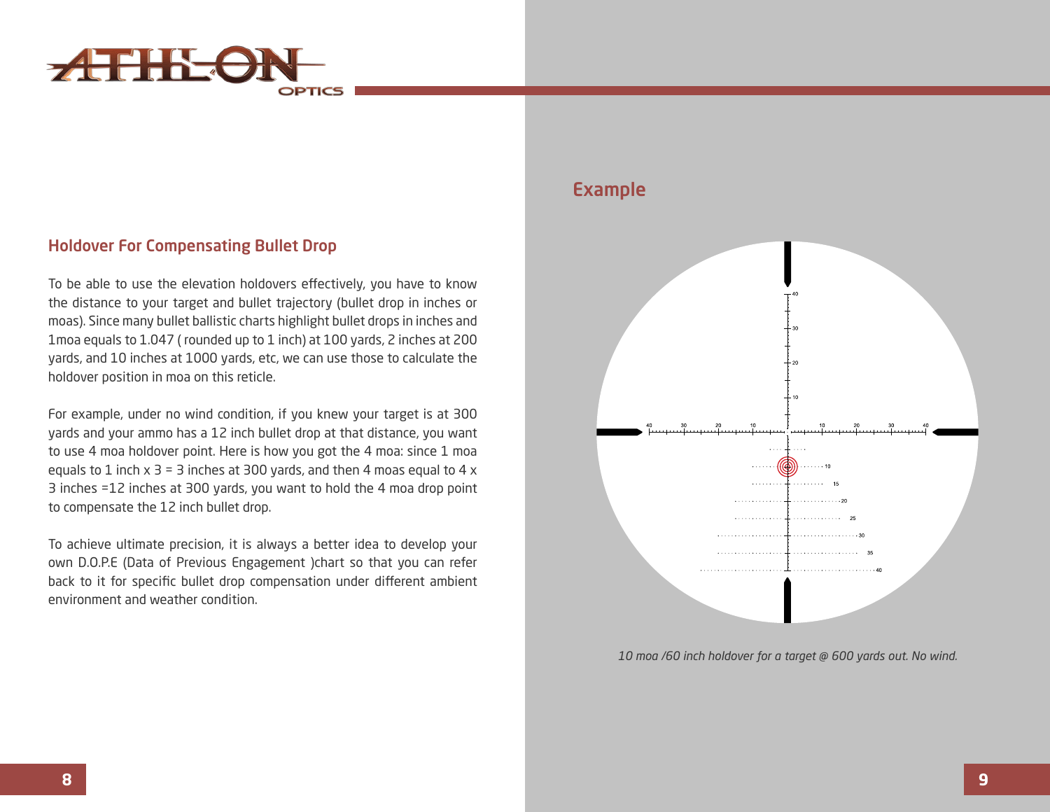## Holdover For Compensating Bullet Drop

To be able to use the elevation holdovers effectively, you have to know the distance to your target and bullet trajectory (bullet drop in inches or moas). Since many bullet ballistic charts highlight bullet drops in inches and 1moa equals to 1.047 ( rounded up to 1 inch) at 100 yards, 2 inches at 200 yards, and 10 inches at 1000 yards, etc, we can use those to calculate the holdover position in moa on this reticle.

For example, under no wind condition, if you knew your target is at 300 yards and your ammo has a 12 inch bullet drop at that distance, you want to use 4 moa holdover point. Here is how you got the 4 moa: since 1 moa equals to 1 inch x 3 = 3 inches at 300 yards, and then 4 moas equal to 4 x 3 inches =12 inches at 300 yards, you want to hold the 4 moa drop point to compensate the 12 inch bullet drop.

To achieve ultimate precision, it is always a better idea to develop your own D.O.P.E (Data of Previous Engagement )chart so that you can refer back to it for specific bullet drop compensation under different ambient environment and weather condition.

## Example

*10 moa /60 inch holdover for a target @ 600 yards out. No wind.*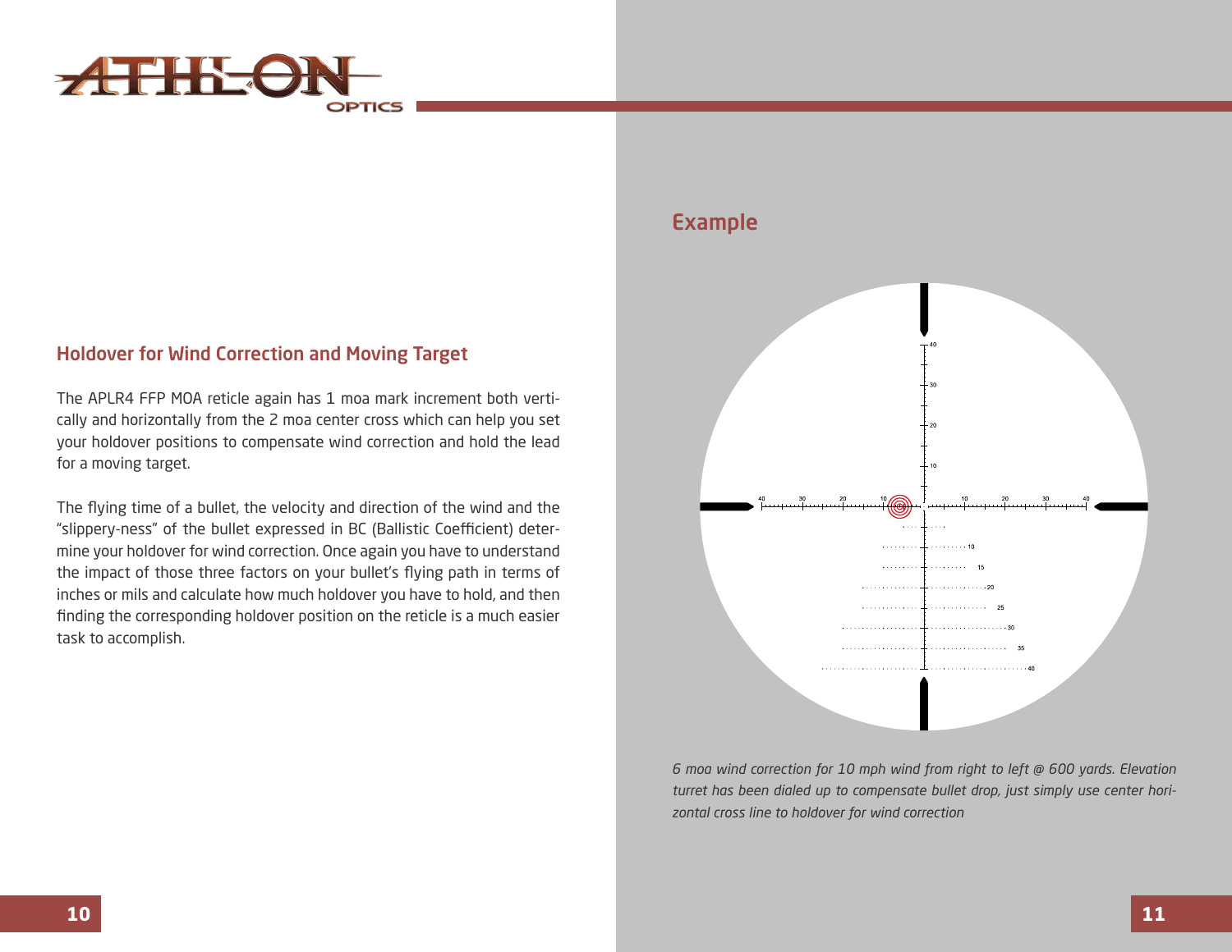## Holdover for Wind Correction and Moving Target

The APLR4 FFP MOA reticle again has 1 moa mark increment both vertically and horizontally from the 2 moa center cross which can help you set your holdover positions to compensate wind correction and hold the lead for a moving target.

The flying time of a bullet, the velocity and direction of the wind and the "slippery-ness" of the bullet expressed in BC (Ballistic Coefficient) determine your holdover for wind correction. Once again you have to understand the impact of those three factors on your bullet's flying path in terms of inches or mils and calculate how much holdover you have to hold, and then finding the corresponding holdover position on the reticle is a much easier task to accomplish.

## Example

*6 moa wind correction for 10 mph wind from right to left @ 600 yards. Elevation turret has been dialed up to compensate bullet drop, just simply use center horizontal cross line to holdover for wind correction*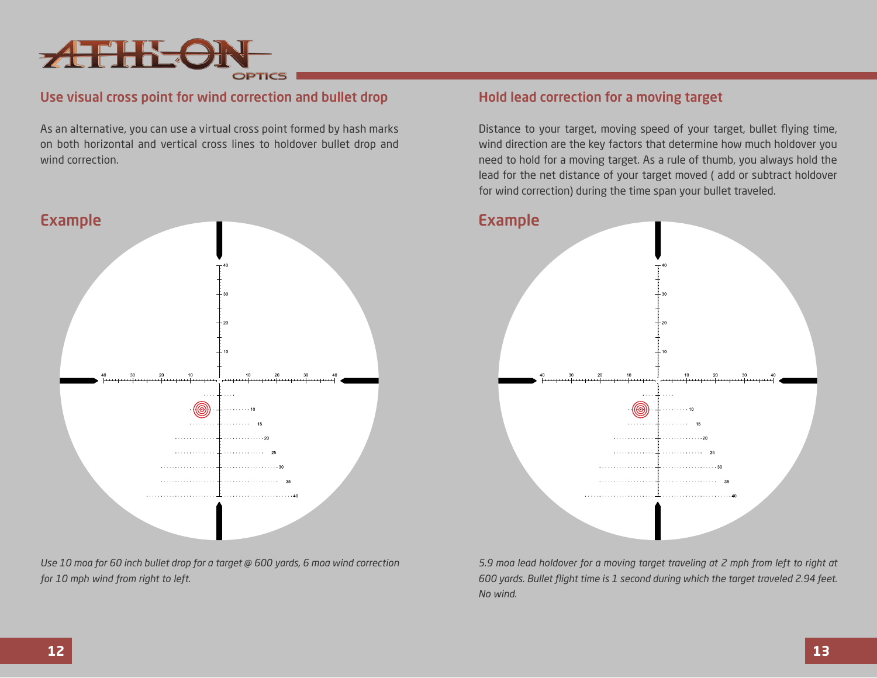## Use visual cross point for wind correction and bullet drop

As an alternative, you can use a virtual cross point formed by hash marks on both horizontal and vertical cross lines to holdover bullet drop and wind correction.

### Example

*Use 10 moa for 60 inch bullet drop for a target @ 600 yards, 6 moa wind correction for 10 mph wind from right to left.*

## Hold lead correction for a moving target

Distance to your target, moving speed of your target, bullet flying time, wind direction are the key factors that determine how much holdover you need to hold for a moving target. As a rule of thumb, you always hold the lead for the net distance of your target moved ( add or subtract holdover for wind correction) during the time span your bullet traveled.

### Example

*5.9 moa lead holdover for a moving target traveling at 2 mph from left to right at 600 yards. Bullet flight time is 1 second during which the target traveled 2.94 feet. No wind.*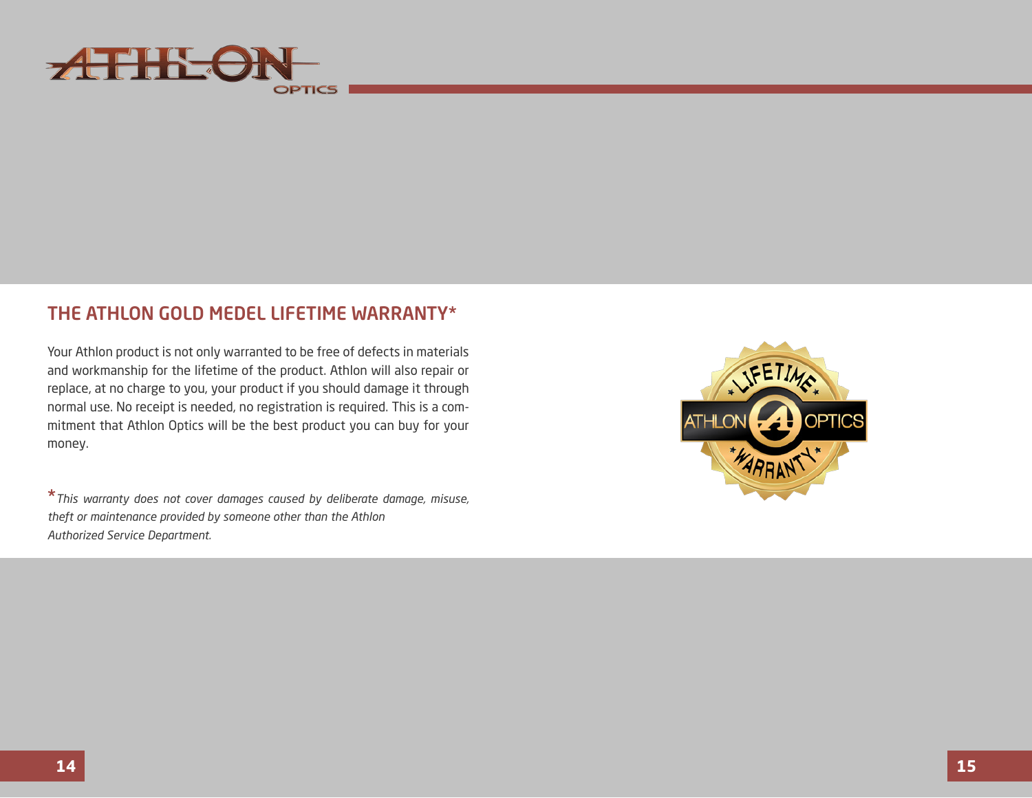## THE ATHLON GOLD MEDEL LIFETIME WARRANTY*

Your Athlon product is not only warranted to be free of defects in materials and workmanship for the lifetime of the product. Athlon will also repair or replace, at no charge to you, your product if you should damage it through normal use. No receipt is needed, no registration is required. This is a commitment that Athlon Optics will be the best product you can buy for your money.

*\*This warranty does not cover damages caused by deliberate damage, misuse, theft or maintenance provided by someone other than the Athlon Authorized Service Department.*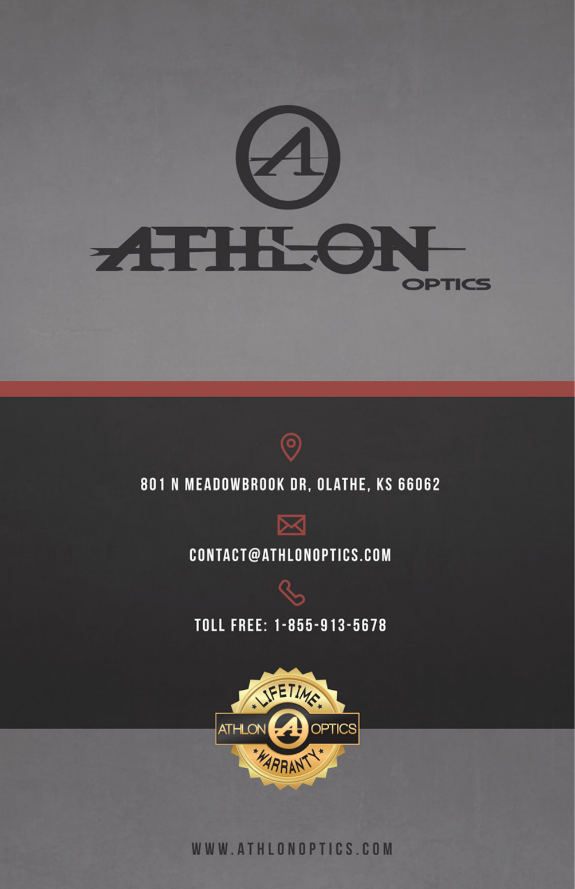# ATHLON OPTICS

801 N MEADOWBROOK DR, OLATHE, KS 66062

CONTACT@ATHLONOPTICS.COM

TOLL FREE: 1-855-913-5678

LIFETIME WARRANTY

ATHLON OPTICS

WWW.ATHLONOPTICS.COM